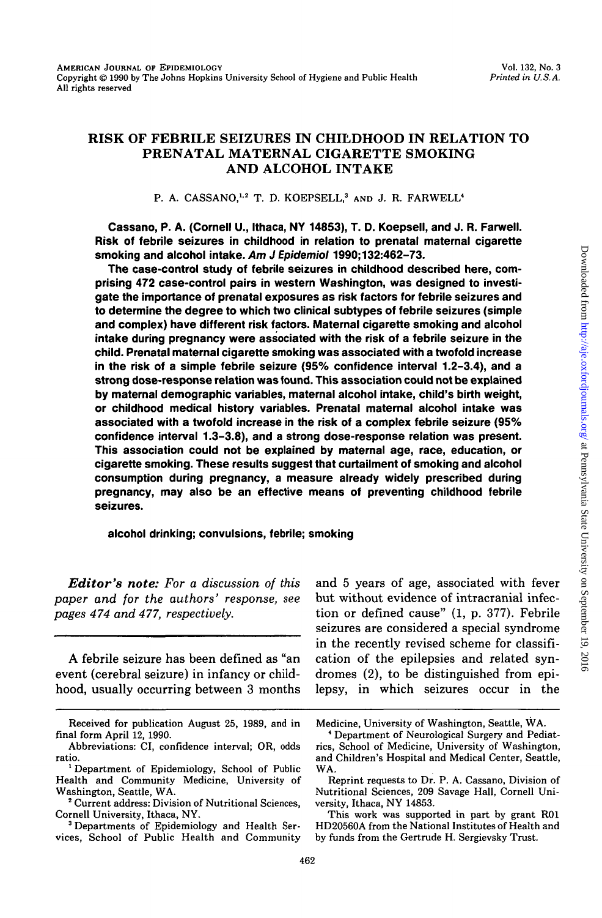# RISK OF FEBRILE SEIZURES IN CHILDHOOD IN RELATION TO PRENATAL MATERNAL CIGARETTE SMOKING AND ALCOHOL INTAKE

P. A. CASSANO,[1,2] T. D. KOEPSELL,[3] AND J. R. FARWELL[4]

**Cassano, P. A. (Cornell U., Ithaca, NY 14853), T. D. Koepsell, and J. R. Farwell. Risk of febrile seizures in childhood in relation to prenatal maternal cigarette smoking and alcohol intake. *Am J Epidemiol* 1990;132:462–73.**

**The case-control study of febrile seizures in childhood described here, comprising 472 case-control pairs in western Washington, was designed to investigate the importance of prenatal exposures as risk factors for febrile seizures and to determine the degree to which two clinical subtypes of febrile seizures (simple and complex) have different risk factors. Maternal cigarette smoking and alcohol intake during pregnancy were associated with the risk of a febrile seizure in the child. Prenatal maternal cigarette smoking was associated with a twofold increase in the risk of a simple febrile seizure (95% confidence interval 1.2–3.4), and a strong dose-response relation was found. This association could not be explained by maternal demographic variables, maternal alcohol intake, child's birth weight, or childhood medical history variables. Prenatal maternal alcohol intake was associated with a twofold increase in the risk of a complex febrile seizure (95% confidence interval 1.3–3.8), and a strong dose-response relation was present. This association could not be explained by maternal age, race, education, or cigarette smoking. These results suggest that curtailment of smoking and alcohol consumption during pregnancy, a measure already widely prescribed during pregnancy, may also be an effective means of preventing childhood febrile seizures.**

**alcohol drinking; convulsions, febrile; smoking**

***Editor's note:*** *For a discussion of this paper and for the authors' response, see pages 474 and 477, respectively.*

A febrile seizure has been defined as "an event (cerebral seizure) in infancy or childhood, usually occurring between 3 months and 5 years of age, associated with fever but without evidence of intracranial infection or defined cause" (1, p. 377). Febrile seizures are considered a special syndrome in the recently revised scheme for classification of the epilepsies and related syndromes (2), to be distinguished from epilepsy, in which seizures occur in the

---

Received for publication August 25, 1989, and in final form April 12, 1990.

Abbreviations: CI, confidence interval; OR, odds ratio.

[1] Department of Epidemiology, School of Public Health and Community Medicine, University of Washington, Seattle, WA.

[2] Current address: Division of Nutritional Sciences, Cornell University, Ithaca, NY.

[3] Departments of Epidemiology and Health Services, School of Public Health and Community Medicine, University of Washington, Seattle, WA.

[4] Department of Neurological Surgery and Pediatrics, School of Medicine, University of Washington, and Children's Hospital and Medical Center, Seattle, WA.

Reprint requests to Dr. P. A. Cassano, Division of Nutritional Sciences, 209 Savage Hall, Cornell University, Ithaca, NY 14853.

This work was supported in part by grant R01 HD20560A from the National Institutes of Health and by funds from the Gertrude H. Sergievsky Trust.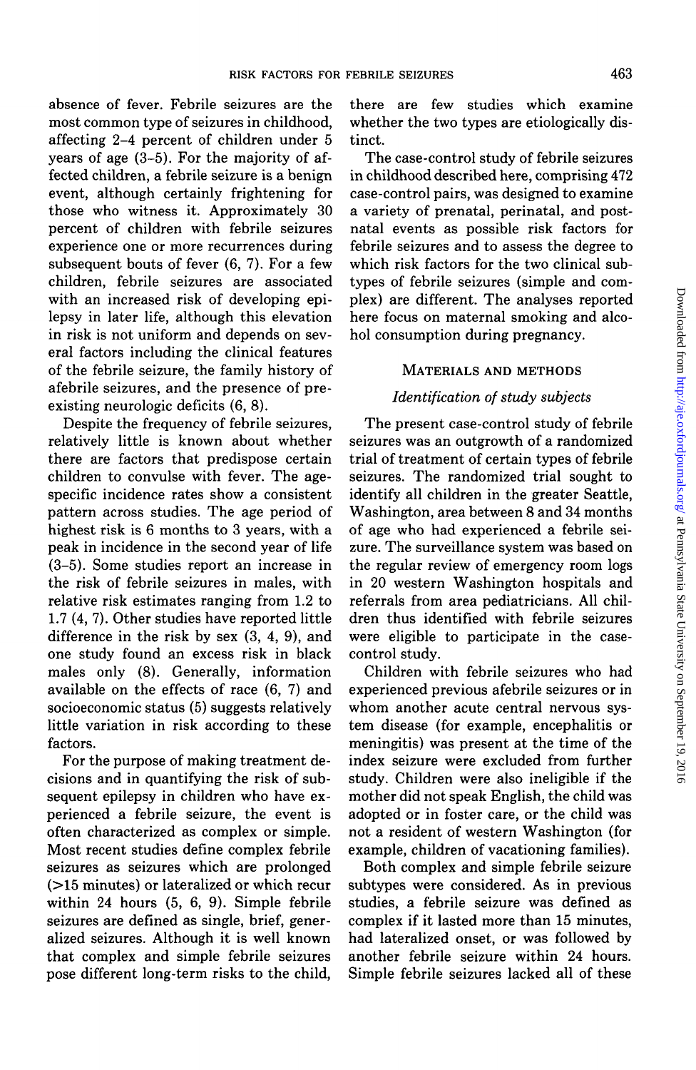absence of fever. Febrile seizures are the most common type of seizures in childhood, affecting 2–4 percent of children under 5 years of age (3–5). For the majority of affected children, a febrile seizure is a benign event, although certainly frightening for those who witness it. Approximately 30 percent of children with febrile seizures experience one or more recurrences during subsequent bouts of fever (6, 7). For a few children, febrile seizures are associated with an increased risk of developing epilepsy in later life, although this elevation in risk is not uniform and depends on several factors including the clinical features of the febrile seizure, the family history of afebrile seizures, and the presence of preexisting neurologic deficits (6, 8).

Despite the frequency of febrile seizures, relatively little is known about whether there are factors that predispose certain children to convulse with fever. The age-specific incidence rates show a consistent pattern across studies. The age period of highest risk is 6 months to 3 years, with a peak in incidence in the second year of life (3–5). Some studies report an increase in the risk of febrile seizures in males, with relative risk estimates ranging from 1.2 to 1.7 (4, 7). Other studies have reported little difference in the risk by sex (3, 4, 9), and one study found an excess risk in black males only (8). Generally, information available on the effects of race (6, 7) and socioeconomic status (5) suggests relatively little variation in risk according to these factors.

For the purpose of making treatment decisions and in quantifying the risk of subsequent epilepsy in children who have experienced a febrile seizure, the event is often characterized as complex or simple. Most recent studies define complex febrile seizures as seizures which are prolonged (>15 minutes) or lateralized or which recur within 24 hours (5, 6, 9). Simple febrile seizures are defined as single, brief, generalized seizures. Although it is well known that complex and simple febrile seizures pose different long-term risks to the child, there are few studies which examine whether the two types are etiologically distinct.

The case-control study of febrile seizures in childhood described here, comprising 472 case-control pairs, was designed to examine a variety of prenatal, perinatal, and postnatal events as possible risk factors for febrile seizures and to assess the degree to which risk factors for the two clinical subtypes of febrile seizures (simple and complex) are different. The analyses reported here focus on maternal smoking and alcohol consumption during pregnancy.

## Materials and Methods

### *Identification of study subjects*

The present case-control study of febrile seizures was an outgrowth of a randomized trial of treatment of certain types of febrile seizures. The randomized trial sought to identify all children in the greater Seattle, Washington, area between 8 and 34 months of age who had experienced a febrile seizure. The surveillance system was based on the regular review of emergency room logs in 20 western Washington hospitals and referrals from area pediatricians. All children thus identified with febrile seizures were eligible to participate in the case-control study.

Children with febrile seizures who had experienced previous afebrile seizures or in whom another acute central nervous system disease (for example, encephalitis or meningitis) was present at the time of the index seizure were excluded from further study. Children were also ineligible if the mother did not speak English, the child was adopted or in foster care, or the child was not a resident of western Washington (for example, children of vacationing families).

Both complex and simple febrile seizure subtypes were considered. As in previous studies, a febrile seizure was defined as complex if it lasted more than 15 minutes, had lateralized onset, or was followed by another febrile seizure within 24 hours. Simple febrile seizures lacked all of these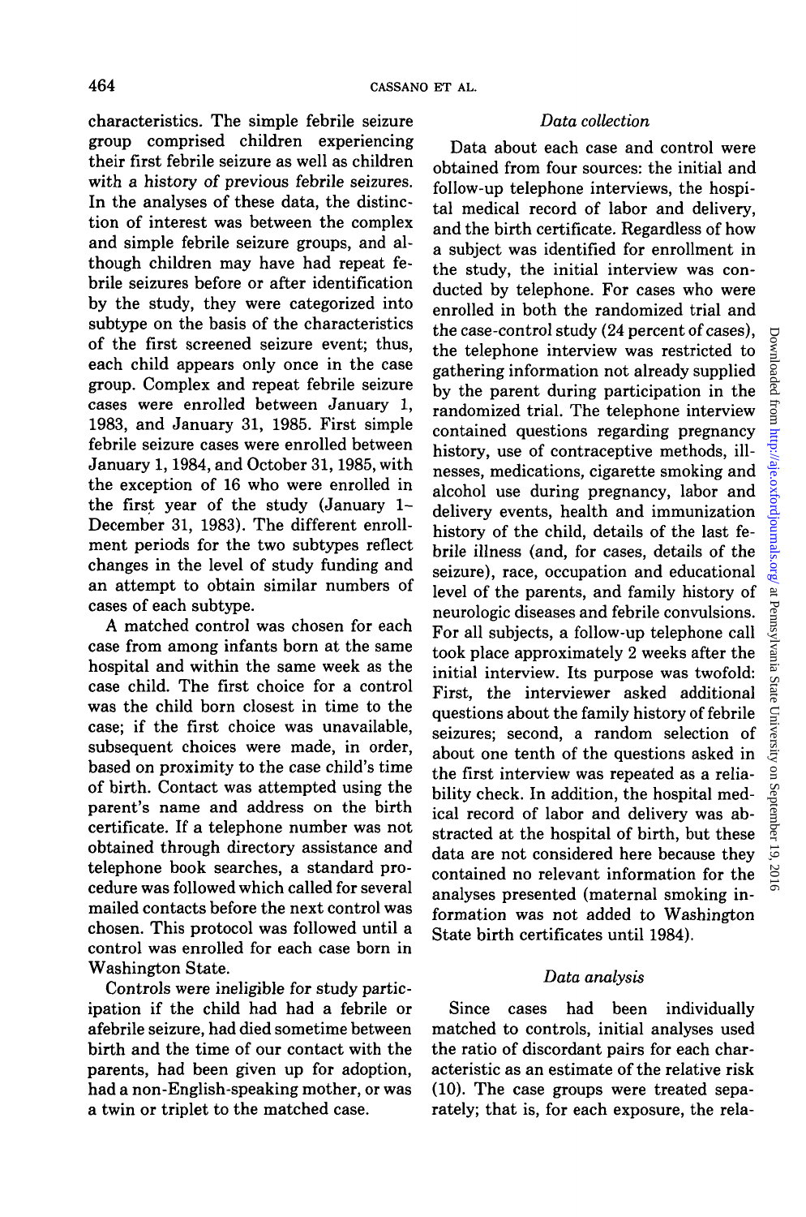characteristics. The simple febrile seizure group comprised children experiencing their first febrile seizure as well as children with a history of previous febrile seizures. In the analyses of these data, the distinction of interest was between the complex and simple febrile seizure groups, and although children may have had repeat febrile seizures before or after identification by the study, they were categorized into subtype on the basis of the characteristics of the first screened seizure event; thus, each child appears only once in the case group. Complex and repeat febrile seizure cases were enrolled between January 1, 1983, and January 31, 1985. First simple febrile seizure cases were enrolled between January 1, 1984, and October 31, 1985, with the exception of 16 who were enrolled in the first year of the study (January 1–December 31, 1983). The different enrollment periods for the two subtypes reflect changes in the level of study funding and an attempt to obtain similar numbers of cases of each subtype.

A matched control was chosen for each case from among infants born at the same hospital and within the same week as the case child. The first choice for a control was the child born closest in time to the case; if the first choice was unavailable, subsequent choices were made, in order, based on proximity to the case child's time of birth. Contact was attempted using the parent's name and address on the birth certificate. If a telephone number was not obtained through directory assistance and telephone book searches, a standard procedure was followed which called for several mailed contacts before the next control was chosen. This protocol was followed until a control was enrolled for each case born in Washington State.

Controls were ineligible for study participation if the child had had a febrile or afebrile seizure, had died sometime between birth and the time of our contact with the parents, had been given up for adoption, had a non-English-speaking mother, or was a twin or triplet to the matched case.

### *Data collection*

Data about each case and control were obtained from four sources: the initial and follow-up telephone interviews, the hospital medical record of labor and delivery, and the birth certificate. Regardless of how a subject was identified for enrollment in the study, the initial interview was conducted by telephone. For cases who were enrolled in both the randomized trial and the case-control study (24 percent of cases), the telephone interview was restricted to gathering information not already supplied by the parent during participation in the randomized trial. The telephone interview contained questions regarding pregnancy history, use of contraceptive methods, illnesses, medications, cigarette smoking and alcohol use during pregnancy, labor and delivery events, health and immunization history of the child, details of the last febrile illness (and, for cases, details of the seizure), race, occupation and educational level of the parents, and family history of neurologic diseases and febrile convulsions. For all subjects, a follow-up telephone call took place approximately 2 weeks after the initial interview. Its purpose was twofold: First, the interviewer asked additional questions about the family history of febrile seizures; second, a random selection of about one tenth of the questions asked in the first interview was repeated as a reliability check. In addition, the hospital medical record of labor and delivery was abstracted at the hospital of birth, but these data are not considered here because they contained no relevant information for the analyses presented (maternal smoking information was not added to Washington State birth certificates until 1984).

### *Data analysis*

Since cases had been individually matched to controls, initial analyses used the ratio of discordant pairs for each characteristic as an estimate of the relative risk (10). The case groups were treated separately; that is, for each exposure, the rela-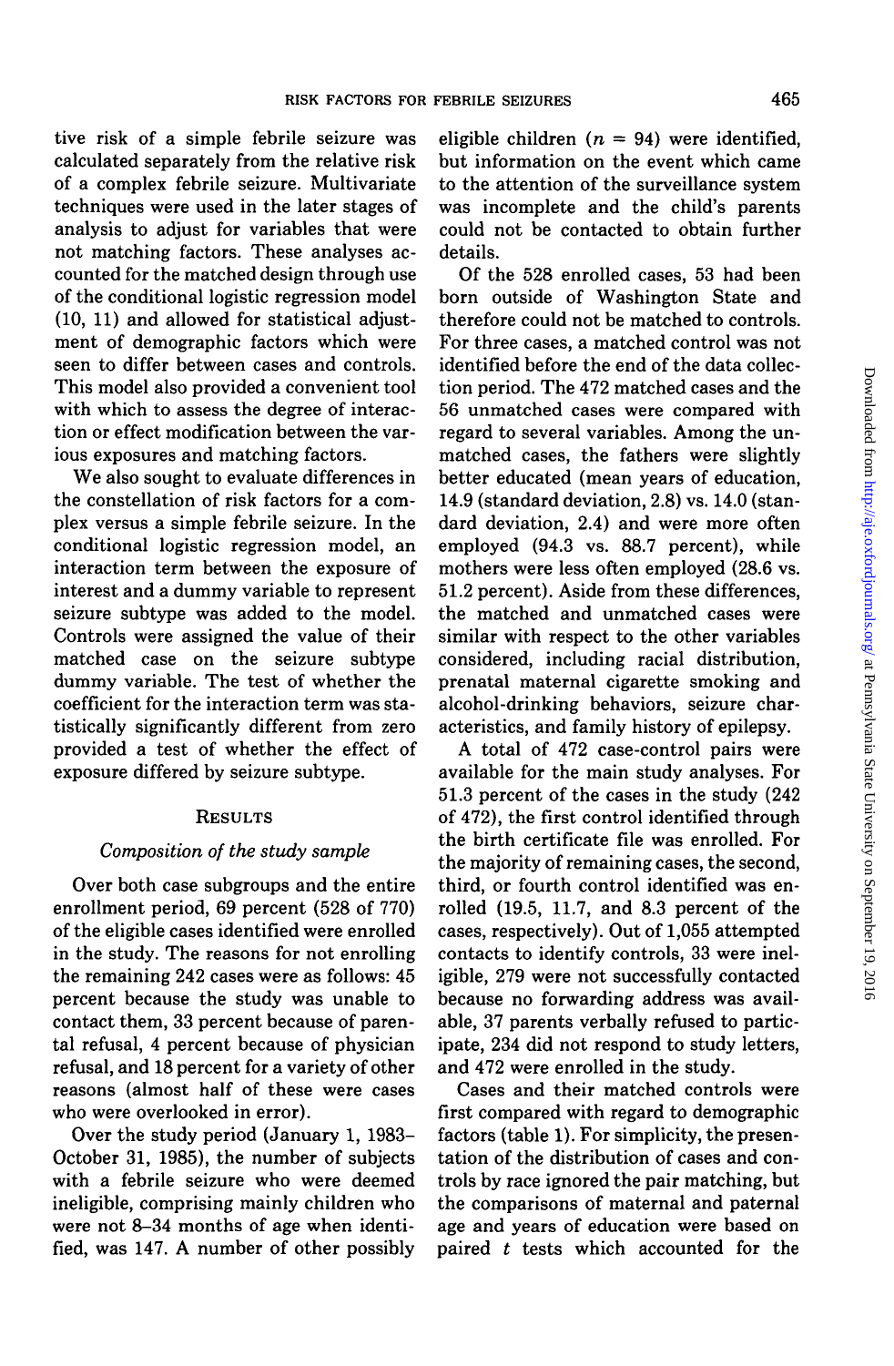tive risk of a simple febrile seizure was calculated separately from the relative risk of a complex febrile seizure. Multivariate techniques were used in the later stages of analysis to adjust for variables that were not matching factors. These analyses accounted for the matched design through use of the conditional logistic regression model (10, 11) and allowed for statistical adjustment of demographic factors which were seen to differ between cases and controls. This model also provided a convenient tool with which to assess the degree of interaction or effect modification between the various exposures and matching factors.

We also sought to evaluate differences in the constellation of risk factors for a complex versus a simple febrile seizure. In the conditional logistic regression model, an interaction term between the exposure of interest and a dummy variable to represent seizure subtype was added to the model. Controls were assigned the value of their matched case on the seizure subtype dummy variable. The test of whether the coefficient for the interaction term was statistically significantly different from zero provided a test of whether the effect of exposure differed by seizure subtype.

## RESULTS

### *Composition of the study sample*

Over both case subgroups and the entire enrollment period, 69 percent (528 of 770) of the eligible cases identified were enrolled in the study. The reasons for not enrolling the remaining 242 cases were as follows: 45 percent because the study was unable to contact them, 33 percent because of parental refusal, 4 percent because of physician refusal, and 18 percent for a variety of other reasons (almost half of these were cases who were overlooked in error).

Over the study period (January 1, 1983–October 31, 1985), the number of subjects with a febrile seizure who were deemed ineligible, comprising mainly children who were not 8–34 months of age when identified, was 147. A number of other possibly eligible children ($n = 94$) were identified, but information on the event which came to the attention of the surveillance system was incomplete and the child's parents could not be contacted to obtain further details.

Of the 528 enrolled cases, 53 had been born outside of Washington State and therefore could not be matched to controls. For three cases, a matched control was not identified before the end of the data collection period. The 472 matched cases and the 56 unmatched cases were compared with regard to several variables. Among the unmatched cases, the fathers were slightly better educated (mean years of education, 14.9 (standard deviation, 2.8) vs. 14.0 (standard deviation, 2.4) and were more often employed (94.3 vs. 88.7 percent), while mothers were less often employed (28.6 vs. 51.2 percent). Aside from these differences, the matched and unmatched cases were similar with respect to the other variables considered, including racial distribution, prenatal maternal cigarette smoking and alcohol-drinking behaviors, seizure characteristics, and family history of epilepsy.

A total of 472 case-control pairs were available for the main study analyses. For 51.3 percent of the cases in the study (242 of 472), the first control identified through the birth certificate file was enrolled. For the majority of remaining cases, the second, third, or fourth control identified was enrolled (19.5, 11.7, and 8.3 percent of the cases, respectively). Out of 1,055 attempted contacts to identify controls, 33 were ineligible, 279 were not successfully contacted because no forwarding address was available, 37 parents verbally refused to participate, 234 did not respond to study letters, and 472 were enrolled in the study.

Cases and their matched controls were first compared with regard to demographic factors (table 1). For simplicity, the presentation of the distribution of cases and controls by race ignored the pair matching, but the comparisons of maternal and paternal age and years of education were based on paired $t$ tests which accounted for the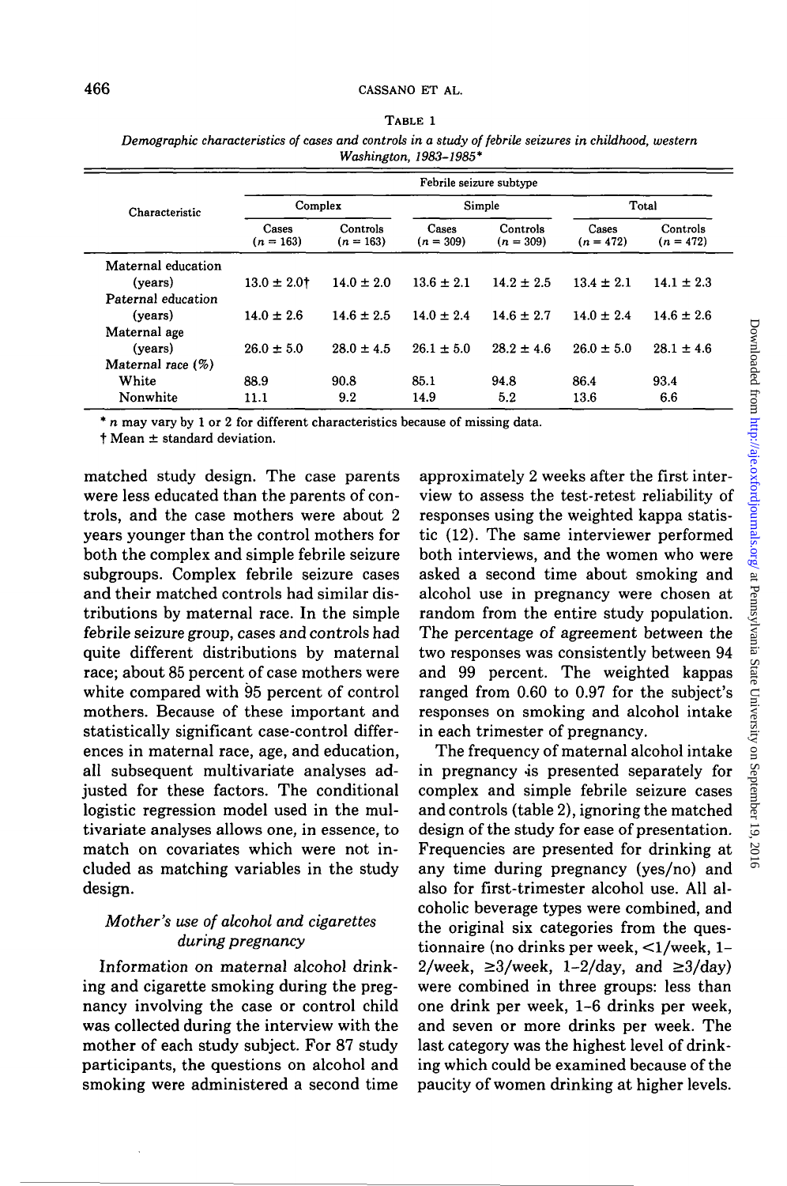TABLE 1

*Demographic characteristics of cases and controls in a study of febrile seizures in childhood, western Washington, 1983–1985**

| Characteristic | Febrile seizure subtype | | | | | |
|---|---|---|---|---|---|---|
| | Complex | | Simple | | Total | |
| | Cases ($n$ = 163) | Controls ($n$ = 163) | Cases ($n$ = 309) | Controls ($n$ = 309) | Cases ($n$ = 472) | Controls ($n$ = 472) |
| Maternal education (years) | 13.0 ± 2.0† | 14.0 ± 2.0 | 13.6 ± 2.1 | 14.2 ± 2.5 | 13.4 ± 2.1 | 14.1 ± 2.3 |
| Paternal education (years) | 14.0 ± 2.6 | 14.6 ± 2.5 | 14.0 ± 2.4 | 14.6 ± 2.7 | 14.0 ± 2.4 | 14.6 ± 2.6 |
| Maternal age (years) | 26.0 ± 5.0 | 28.0 ± 4.5 | 26.1 ± 5.0 | 28.2 ± 4.6 | 26.0 ± 5.0 | 28.1 ± 4.6 |
| Maternal race (%) | | | | | | |
| White | 88.9 | 90.8 | 85.1 | 94.8 | 86.4 | 93.4 |
| Nonwhite | 11.1 | 9.2 | 14.9 | 5.2 | 13.6 | 6.6 |

* $n$ may vary by 1 or 2 for different characteristics because of missing data.

† Mean ± standard deviation.

matched study design. The case parents were less educated than the parents of controls, and the case mothers were about 2 years younger than the control mothers for both the complex and simple febrile seizure subgroups. Complex febrile seizure cases and their matched controls had similar distributions by maternal race. In the simple febrile seizure group, cases and controls had quite different distributions by maternal race; about 85 percent of case mothers were white compared with 95 percent of control mothers. Because of these important and statistically significant case-control differences in maternal race, age, and education, all subsequent multivariate analyses adjusted for these factors. The conditional logistic regression model used in the multivariate analyses allows one, in essence, to match on covariates which were not included as matching variables in the study design.

### *Mother's use of alcohol and cigarettes during pregnancy*

Information on maternal alcohol drinking and cigarette smoking during the pregnancy involving the case or control child was collected during the interview with the mother of each study subject. For 87 study participants, the questions on alcohol and smoking were administered a second time approximately 2 weeks after the first interview to assess the test-retest reliability of responses using the weighted kappa statistic (12). The same interviewer performed both interviews, and the women who were asked a second time about smoking and alcohol use in pregnancy were chosen at random from the entire study population. The percentage of agreement between the two responses was consistently between 94 and 99 percent. The weighted kappas ranged from 0.60 to 0.97 for the subject's responses on smoking and alcohol intake in each trimester of pregnancy.

The frequency of maternal alcohol intake in pregnancy is presented separately for complex and simple febrile seizure cases and controls (table 2), ignoring the matched design of the study for ease of presentation. Frequencies are presented for drinking at any time during pregnancy (yes/no) and also for first-trimester alcohol use. All alcoholic beverage types were combined, and the original six categories from the questionnaire (no drinks per week, <1/week, 1–2/week, ≥3/week, 1–2/day, and ≥3/day) were combined in three groups: less than one drink per week, 1–6 drinks per week, and seven or more drinks per week. The last category was the highest level of drinking which could be examined because of the paucity of women drinking at higher levels.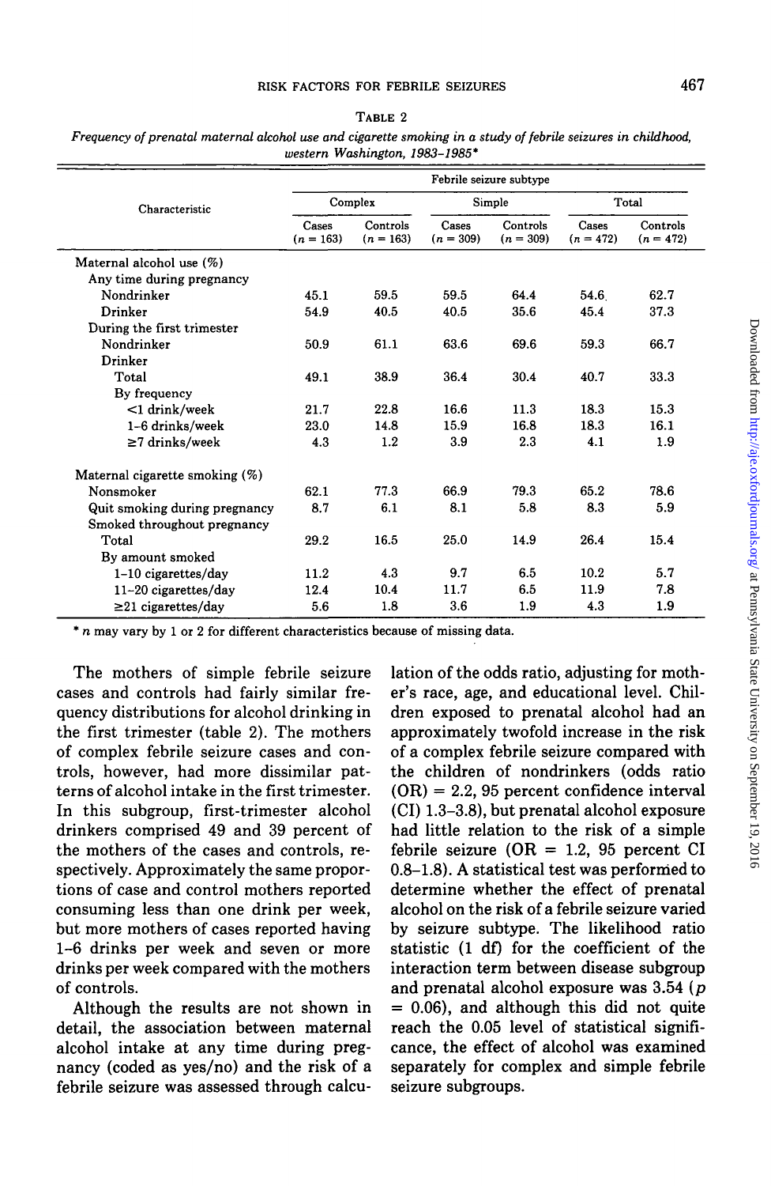TABLE 2

*Frequency of prenatal maternal alcohol use and cigarette smoking in a study of febrile seizures in childhood, western Washington, 1983–1985\**

| Characteristic | Febrile seizure subtype | | | | | |
|---|---|---|---|---|---|---|
| | Complex | | Simple | | Total | |
| | Cases ($n$ = 163) | Controls ($n$ = 163) | Cases ($n$ = 309) | Controls ($n$ = 309) | Cases ($n$ = 472) | Controls ($n$ = 472) |
| Maternal alcohol use (%) | | | | | | |
| Any time during pregnancy | | | | | | |
| Nondrinker | 45.1 | 59.5 | 59.5 | 64.4 | 54.6 | 62.7 |
| Drinker | 54.9 | 40.5 | 40.5 | 35.6 | 45.4 | 37.3 |
| During the first trimester | | | | | | |
| Nondrinker | 50.9 | 61.1 | 63.6 | 69.6 | 59.3 | 66.7 |
| Drinker | | | | | | |
| Total | 49.1 | 38.9 | 36.4 | 30.4 | 40.7 | 33.3 |
| By frequency | | | | | | |
| <1 drink/week | 21.7 | 22.8 | 16.6 | 11.3 | 18.3 | 15.3 |
| 1–6 drinks/week | 23.0 | 14.8 | 15.9 | 16.8 | 18.3 | 16.1 |
| ≥7 drinks/week | 4.3 | 1.2 | 3.9 | 2.3 | 4.1 | 1.9 |
| Maternal cigarette smoking (%) | | | | | | |
| Nonsmoker | 62.1 | 77.3 | 66.9 | 79.3 | 65.2 | 78.6 |
| Quit smoking during pregnancy | 8.7 | 6.1 | 8.1 | 5.8 | 8.3 | 5.9 |
| Smoked throughout pregnancy | | | | | | |
| Total | 29.2 | 16.5 | 25.0 | 14.9 | 26.4 | 15.4 |
| By amount smoked | | | | | | |
| 1–10 cigarettes/day | 11.2 | 4.3 | 9.7 | 6.5 | 10.2 | 5.7 |
| 11–20 cigarettes/day | 12.4 | 10.4 | 11.7 | 6.5 | 11.9 | 7.8 |
| ≥21 cigarettes/day | 5.6 | 1.8 | 3.6 | 1.9 | 4.3 | 1.9 |

\* $n$ may vary by 1 or 2 for different characteristics because of missing data.

The mothers of simple febrile seizure cases and controls had fairly similar frequency distributions for alcohol drinking in the first trimester (table 2). The mothers of complex febrile seizure cases and controls, however, had more dissimilar patterns of alcohol intake in the first trimester. In this subgroup, first-trimester alcohol drinkers comprised 49 and 39 percent of the mothers of the cases and controls, respectively. Approximately the same proportions of case and control mothers reported consuming less than one drink per week, but more mothers of cases reported having 1–6 drinks per week and seven or more drinks per week compared with the mothers of controls.

Although the results are not shown in detail, the association between maternal alcohol intake at any time during pregnancy (coded as yes/no) and the risk of a febrile seizure was assessed through calculation of the odds ratio, adjusting for mother's race, age, and educational level. Children exposed to prenatal alcohol had an approximately twofold increase in the risk of a complex febrile seizure compared with the children of nondrinkers (odds ratio (OR) = 2.2, 95 percent confidence interval (CI) 1.3–3.8), but prenatal alcohol exposure had little relation to the risk of a simple febrile seizure (OR = 1.2, 95 percent CI 0.8–1.8). A statistical test was performed to determine whether the effect of prenatal alcohol on the risk of a febrile seizure varied by seizure subtype. The likelihood ratio statistic (1 df) for the coefficient of the interaction term between disease subgroup and prenatal alcohol exposure was 3.54 ($p$ = 0.06), and although this did not quite reach the 0.05 level of statistical significance, the effect of alcohol was examined separately for complex and simple febrile seizure subgroups.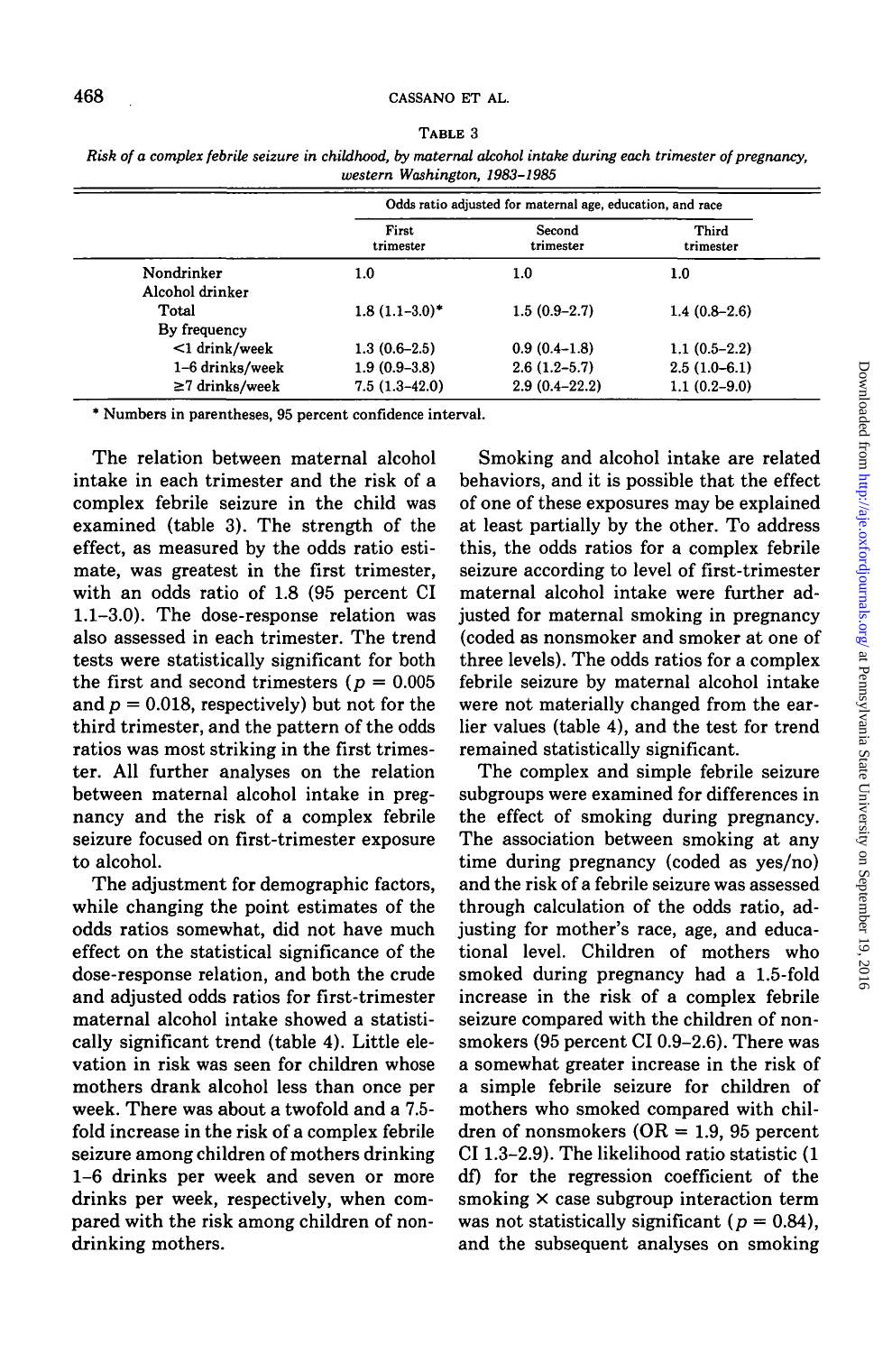TABLE 3

*Risk of a complex febrile seizure in childhood, by maternal alcohol intake during each trimester of pregnancy, western Washington, 1983–1985*

| | Odds ratio adjusted for maternal age, education, and race | | |
|---|---|---|---|
| | First trimester | Second trimester | Third trimester |
| Nondrinker | 1.0 | 1.0 | 1.0 |
| Alcohol drinker | | | |
| Total | 1.8 (1.1–3.0)* | 1.5 (0.9–2.7) | 1.4 (0.8–2.6) |
| By frequency | | | |
| <1 drink/week | 1.3 (0.6–2.5) | 0.9 (0.4–1.8) | 1.1 (0.5–2.2) |
| 1–6 drinks/week | 1.9 (0.9–3.8) | 2.6 (1.2–5.7) | 2.5 (1.0–6.1) |
| ≥7 drinks/week | 7.5 (1.3–42.0) | 2.9 (0.4–22.2) | 1.1 (0.2–9.0) |

* Numbers in parentheses, 95 percent confidence interval.

The relation between maternal alcohol intake in each trimester and the risk of a complex febrile seizure in the child was examined (table 3). The strength of the effect, as measured by the odds ratio estimate, was greatest in the first trimester, with an odds ratio of 1.8 (95 percent CI 1.1–3.0). The dose-response relation was also assessed in each trimester. The trend tests were statistically significant for both the first and second trimesters ($p = 0.005$ and $p = 0.018$, respectively) but not for the third trimester, and the pattern of the odds ratios was most striking in the first trimester. All further analyses on the relation between maternal alcohol intake in pregnancy and the risk of a complex febrile seizure focused on first-trimester exposure to alcohol.

The adjustment for demographic factors, while changing the point estimates of the odds ratios somewhat, did not have much effect on the statistical significance of the dose-response relation, and both the crude and adjusted odds ratios for first-trimester maternal alcohol intake showed a statistically significant trend (table 4). Little elevation in risk was seen for children whose mothers drank alcohol less than once per week. There was about a twofold and a 7.5-fold increase in the risk of a complex febrile seizure among children of mothers drinking 1–6 drinks per week and seven or more drinks per week, respectively, when compared with the risk among children of nondrinking mothers.

Smoking and alcohol intake are related behaviors, and it is possible that the effect of one of these exposures may be explained at least partially by the other. To address this, the odds ratios for a complex febrile seizure according to level of first-trimester maternal alcohol intake were further adjusted for maternal smoking in pregnancy (coded as nonsmoker and smoker at one of three levels). The odds ratios for a complex febrile seizure by maternal alcohol intake were not materially changed from the earlier values (table 4), and the test for trend remained statistically significant.

The complex and simple febrile seizure subgroups were examined for differences in the effect of smoking during pregnancy. The association between smoking at any time during pregnancy (coded as yes/no) and the risk of a febrile seizure was assessed through calculation of the odds ratio, adjusting for mother's race, age, and educational level. Children of mothers who smoked during pregnancy had a 1.5-fold increase in the risk of a complex febrile seizure compared with the children of nonsmokers (95 percent CI 0.9–2.6). There was a somewhat greater increase in the risk of a simple febrile seizure for children of mothers who smoked compared with children of nonsmokers (OR = 1.9, 95 percent CI 1.3–2.9). The likelihood ratio statistic (1 df) for the regression coefficient of the smoking × case subgroup interaction term was not statistically significant ($p = 0.84$), and the subsequent analyses on smoking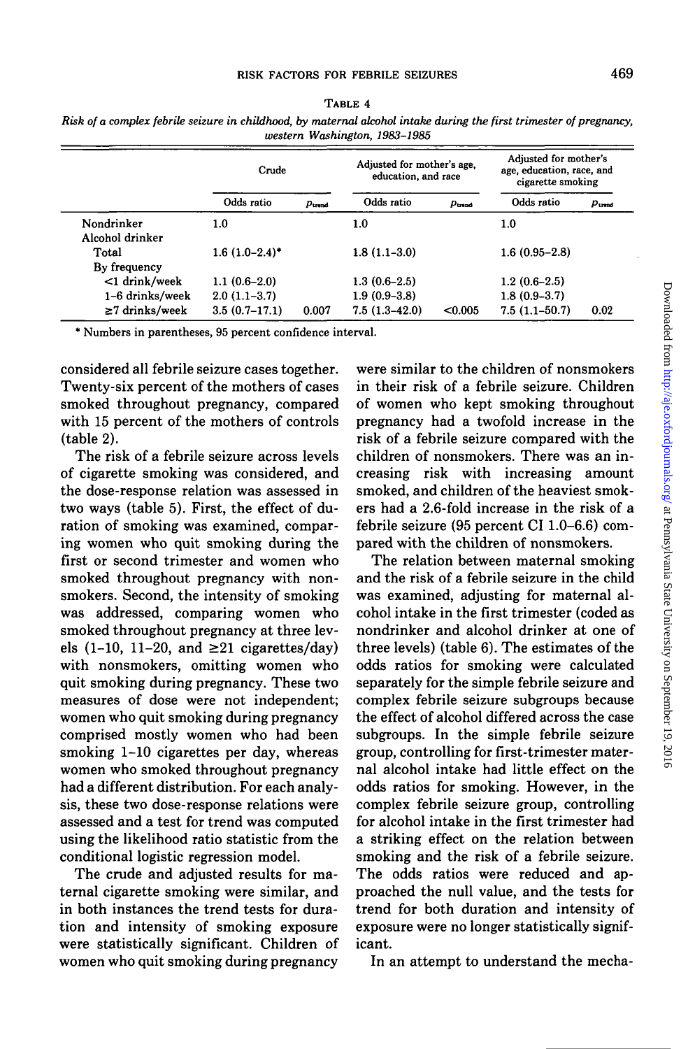TABLE 4

*Risk of a complex febrile seizure in childhood, by maternal alcohol intake during the first trimester of pregnancy, western Washington, 1983–1985*

| | Crude | | Adjusted for mother's age, education, and race | | Adjusted for mother's age, education, race, and cigarette smoking | |
|---|---|---|---|---|---|---|
| | Odds ratio | $p_{trend}$ | Odds ratio | $p_{trend}$ | Odds ratio | $p_{trend}$ |
| Nondrinker | 1.0 | | 1.0 | | 1.0 | |
| Alcohol drinker | | | | | | |
| Total | 1.6 (1.0–2.4)* | | 1.8 (1.1–3.0) | | 1.6 (0.95–2.8) | |
| By frequency | | | | | | |
| <1 drink/week | 1.1 (0.6–2.0) | | 1.3 (0.6–2.5) | | 1.2 (0.6–2.5) | |
| 1–6 drinks/week | 2.0 (1.1–3.7) | | 1.9 (0.9–3.8) | | 1.8 (0.9–3.7) | |
| ≥7 drinks/week | 3.5 (0.7–17.1) | 0.007 | 7.5 (1.3–42.0) | <0.005 | 7.5 (1.1–50.7) | 0.02 |

* Numbers in parentheses, 95 percent confidence interval.

considered all febrile seizure cases together. Twenty-six percent of the mothers of cases smoked throughout pregnancy, compared with 15 percent of the mothers of controls (table 2).

The risk of a febrile seizure across levels of cigarette smoking was considered, and the dose-response relation was assessed in two ways (table 5). First, the effect of duration of smoking was examined, comparing women who quit smoking during the first or second trimester and women who smoked throughout pregnancy with nonsmokers. Second, the intensity of smoking was addressed, comparing women who smoked throughout pregnancy at three levels (1–10, 11–20, and ≥21 cigarettes/day) with nonsmokers, omitting women who quit smoking during pregnancy. These two measures of dose were not independent; women who quit smoking during pregnancy comprised mostly women who had been smoking 1–10 cigarettes per day, whereas women who smoked throughout pregnancy had a different distribution. For each analysis, these two dose-response relations were assessed and a test for trend was computed using the likelihood ratio statistic from the conditional logistic regression model.

The crude and adjusted results for maternal cigarette smoking were similar, and in both instances the trend tests for duration and intensity of smoking exposure were statistically significant. Children of women who quit smoking during pregnancy were similar to the children of nonsmokers in their risk of a febrile seizure. Children of women who kept smoking throughout pregnancy had a twofold increase in the risk of a febrile seizure compared with the children of nonsmokers. There was an increasing risk with increasing amount smoked, and children of the heaviest smokers had a 2.6-fold increase in the risk of a febrile seizure (95 percent CI 1.0–6.6) compared with the children of nonsmokers.

The relation between maternal smoking and the risk of a febrile seizure in the child was examined, adjusting for maternal alcohol intake in the first trimester (coded as nondrinker and alcohol drinker at one of three levels) (table 6). The estimates of the odds ratios for smoking were calculated separately for the simple febrile seizure and complex febrile seizure subgroups because the effect of alcohol differed across the case subgroups. In the simple febrile seizure group, controlling for first-trimester maternal alcohol intake had little effect on the odds ratios for smoking. However, in the complex febrile seizure group, controlling for alcohol intake in the first trimester had a striking effect on the relation between smoking and the risk of a febrile seizure. The odds ratios were reduced and approached the null value, and the tests for trend for both duration and intensity of exposure were no longer statistically significant.

In an attempt to understand the mecha-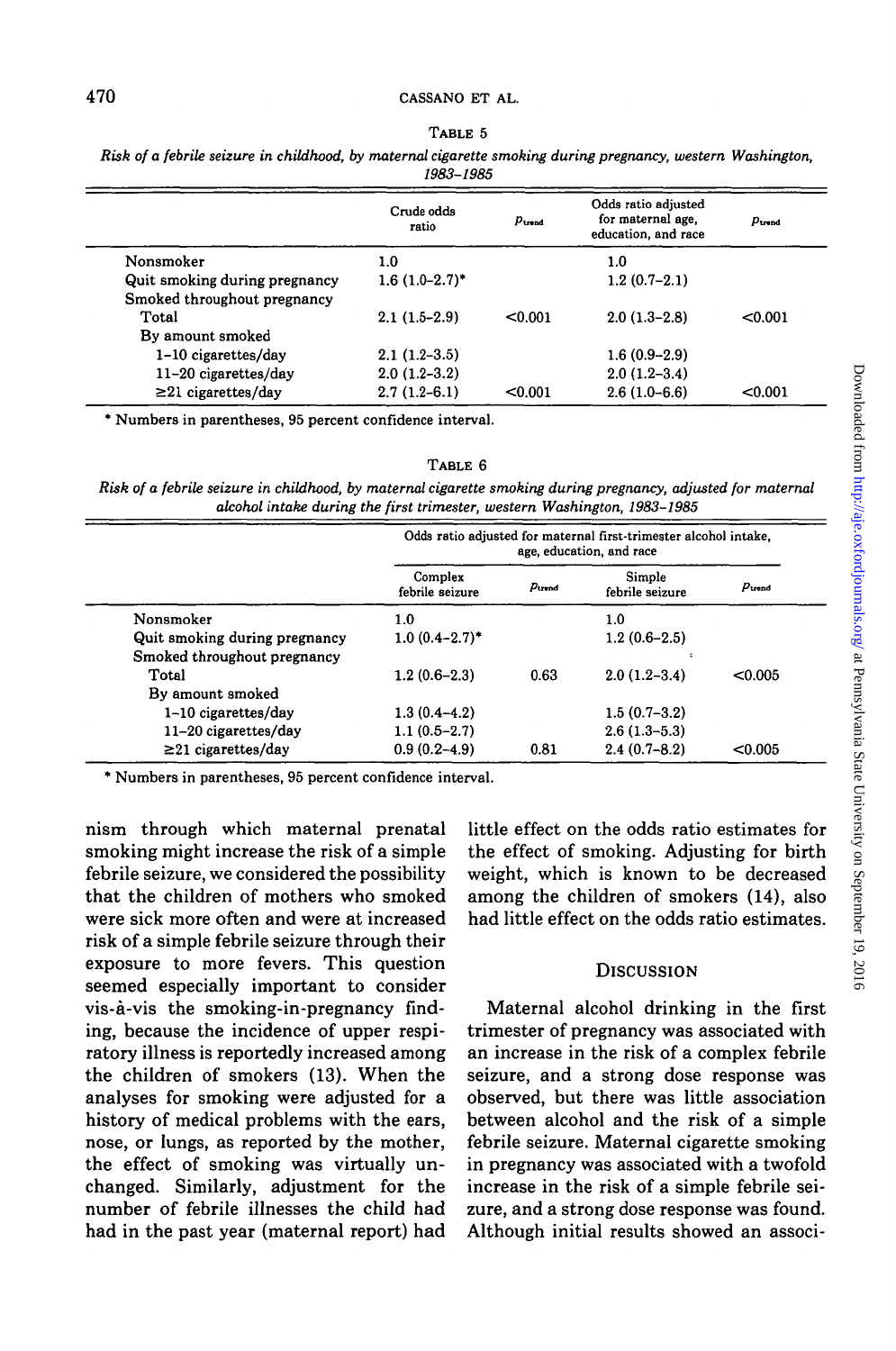TABLE 5

*Risk of a febrile seizure in childhood, by maternal cigarette smoking during pregnancy, western Washington, 1983–1985*

| | Crude odds ratio | $p_{trend}$ | Odds ratio adjusted for maternal age, education, and race | $p_{trend}$ |
|---|---|---|---|---|
| Nonsmoker | 1.0 | | 1.0 | |
| Quit smoking during pregnancy | 1.6 (1.0–2.7)* | | 1.2 (0.7–2.1) | |
| Smoked throughout pregnancy | | | | |
| Total | 2.1 (1.5–2.9) | <0.001 | 2.0 (1.3–2.8) | <0.001 |
| By amount smoked | | | | |
| 1–10 cigarettes/day | 2.1 (1.2–3.5) | | 1.6 (0.9–2.9) | |
| 11–20 cigarettes/day | 2.0 (1.2–3.2) | | 2.0 (1.2–3.4) | |
| ≥21 cigarettes/day | 2.7 (1.2–6.1) | <0.001 | 2.6 (1.0–6.6) | <0.001 |

* Numbers in parentheses, 95 percent confidence interval.

TABLE 6

*Risk of a febrile seizure in childhood, by maternal cigarette smoking during pregnancy, adjusted for maternal alcohol intake during the first trimester, western Washington, 1983–1985*

| | Odds ratio adjusted for maternal first-trimester alcohol intake, age, education, and race | | | |
|---|---|---|---|---|
| | Complex febrile seizure | $p_{trend}$ | Simple febrile seizure | $p_{trend}$ |
| Nonsmoker | 1.0 | | 1.0 | |
| Quit smoking during pregnancy | 1.0 (0.4–2.7)* | | 1.2 (0.6–2.5) | |
| Smoked throughout pregnancy | | | | |
| Total | 1.2 (0.6–2.3) | 0.63 | 2.0 (1.2–3.4) | <0.005 |
| By amount smoked | | | | |
| 1–10 cigarettes/day | 1.3 (0.4–4.2) | | 1.5 (0.7–3.2) | |
| 11–20 cigarettes/day | 1.1 (0.5–2.7) | | 2.6 (1.3–5.3) | |
| ≥21 cigarettes/day | 0.9 (0.2–4.9) | 0.81 | 2.4 (0.7–8.2) | <0.005 |

* Numbers in parentheses, 95 percent confidence interval.

nism through which maternal prenatal smoking might increase the risk of a simple febrile seizure, we considered the possibility that the children of mothers who smoked were sick more often and were at increased risk of a simple febrile seizure through their exposure to more fevers. This question seemed especially important to consider vis-à-vis the smoking-in-pregnancy finding, because the incidence of upper respiratory illness is reportedly increased among the children of smokers (13). When the analyses for smoking were adjusted for a history of medical problems with the ears, nose, or lungs, as reported by the mother, the effect of smoking was virtually unchanged. Similarly, adjustment for the number of febrile illnesses the child had had in the past year (maternal report) had little effect on the odds ratio estimates for the effect of smoking. Adjusting for birth weight, which is known to be decreased among the children of smokers (14), also had little effect on the odds ratio estimates.

## DISCUSSION

Maternal alcohol drinking in the first trimester of pregnancy was associated with an increase in the risk of a complex febrile seizure, and a strong dose response was observed, but there was little association between alcohol and the risk of a simple febrile seizure. Maternal cigarette smoking in pregnancy was associated with a twofold increase in the risk of a simple febrile seizure, and a strong dose response was found. Although initial results showed an associ-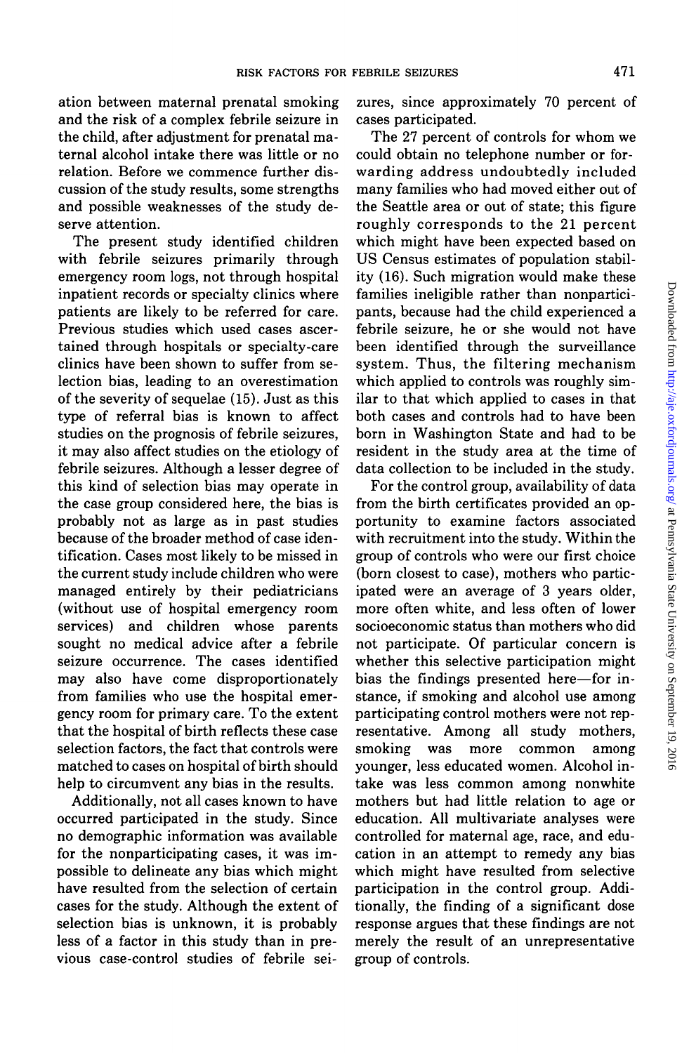ation between maternal prenatal smoking and the risk of a complex febrile seizure in the child, after adjustment for prenatal maternal alcohol intake there was little or no relation. Before we commence further discussion of the study results, some strengths and possible weaknesses of the study deserve attention.

The present study identified children with febrile seizures primarily through emergency room logs, not through hospital inpatient records or specialty clinics where patients are likely to be referred for care. Previous studies which used cases ascertained through hospitals or specialty-care clinics have been shown to suffer from selection bias, leading to an overestimation of the severity of sequelae (15). Just as this type of referral bias is known to affect studies on the prognosis of febrile seizures, it may also affect studies on the etiology of febrile seizures. Although a lesser degree of this kind of selection bias may operate in the case group considered here, the bias is probably not as large as in past studies because of the broader method of case identification. Cases most likely to be missed in the current study include children who were managed entirely by their pediatricians (without use of hospital emergency room services) and children whose parents sought no medical advice after a febrile seizure occurrence. The cases identified may also have come disproportionately from families who use the hospital emergency room for primary care. To the extent that the hospital of birth reflects these case selection factors, the fact that controls were matched to cases on hospital of birth should help to circumvent any bias in the results.

Additionally, not all cases known to have occurred participated in the study. Since no demographic information was available for the nonparticipating cases, it was impossible to delineate any bias which might have resulted from the selection of certain cases for the study. Although the extent of selection bias is unknown, it is probably less of a factor in this study than in previous case-control studies of febrile seizures, since approximately 70 percent of cases participated.

The 27 percent of controls for whom we could obtain no telephone number or forwarding address undoubtedly included many families who had moved either out of the Seattle area or out of state; this figure roughly corresponds to the 21 percent which might have been expected based on US Census estimates of population stability (16). Such migration would make these families ineligible rather than nonparticipants, because had the child experienced a febrile seizure, he or she would not have been identified through the surveillance system. Thus, the filtering mechanism which applied to controls was roughly similar to that which applied to cases in that both cases and controls had to have been born in Washington State and had to be resident in the study area at the time of data collection to be included in the study.

For the control group, availability of data from the birth certificates provided an opportunity to examine factors associated with recruitment into the study. Within the group of controls who were our first choice (born closest to case), mothers who participated were an average of 3 years older, more often white, and less often of lower socioeconomic status than mothers who did not participate. Of particular concern is whether this selective participation might bias the findings presented here—for instance, if smoking and alcohol use among participating control mothers were not representative. Among all study mothers, smoking was more common among younger, less educated women. Alcohol intake was less common among nonwhite mothers but had little relation to age or education. All multivariate analyses were controlled for maternal age, race, and education in an attempt to remedy any bias which might have resulted from selective participation in the control group. Additionally, the finding of a significant dose response argues that these findings are not merely the result of an unrepresentative group of controls.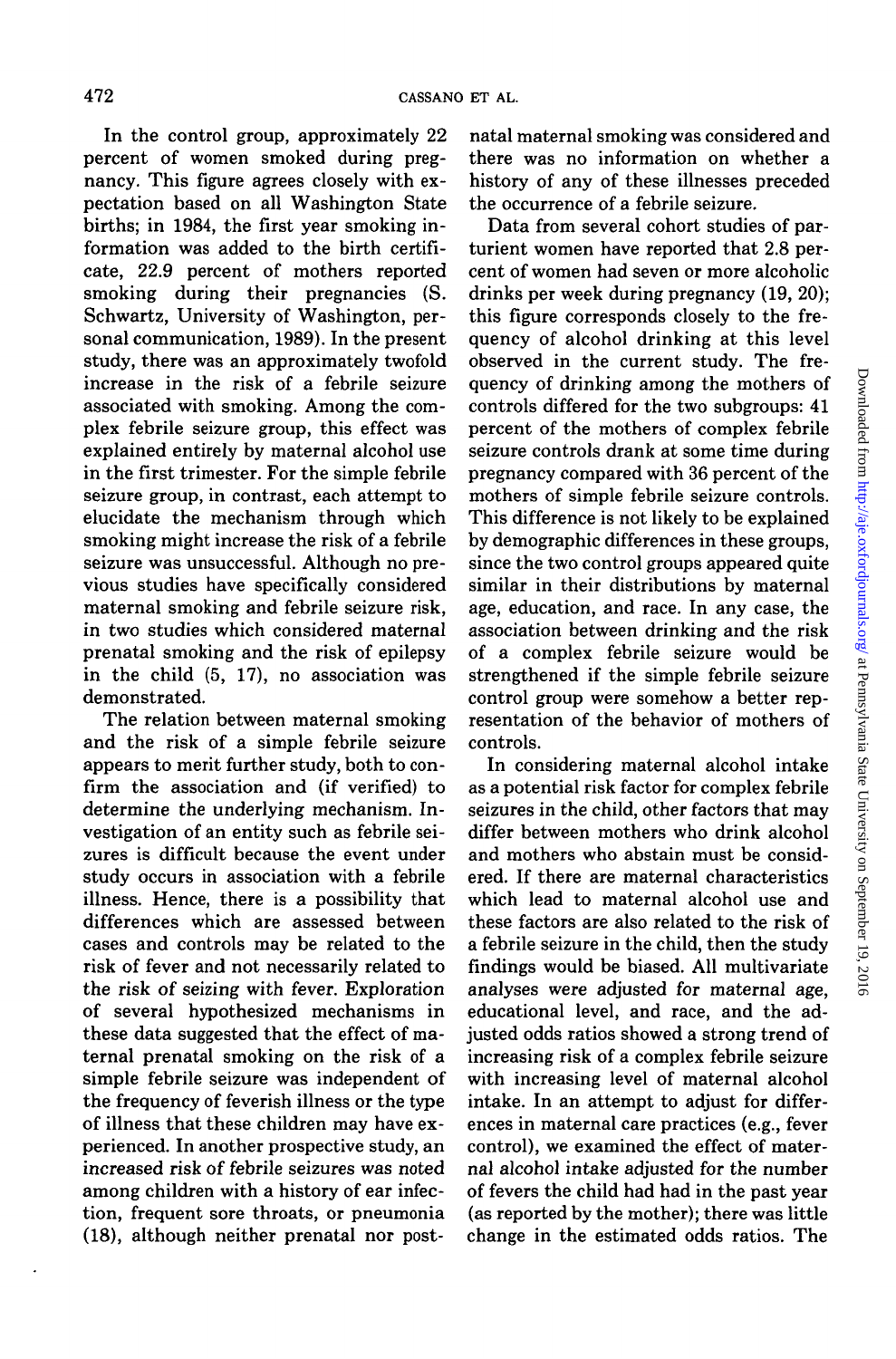In the control group, approximately 22 percent of women smoked during pregnancy. This figure agrees closely with expectation based on all Washington State births; in 1984, the first year smoking information was added to the birth certificate, 22.9 percent of mothers reported smoking during their pregnancies (S. Schwartz, University of Washington, personal communication, 1989). In the present study, there was an approximately twofold increase in the risk of a febrile seizure associated with smoking. Among the complex febrile seizure group, this effect was explained entirely by maternal alcohol use in the first trimester. For the simple febrile seizure group, in contrast, each attempt to elucidate the mechanism through which smoking might increase the risk of a febrile seizure was unsuccessful. Although no previous studies have specifically considered maternal smoking and febrile seizure risk, in two studies which considered maternal prenatal smoking and the risk of epilepsy in the child (5, 17), no association was demonstrated.

The relation between maternal smoking and the risk of a simple febrile seizure appears to merit further study, both to confirm the association and (if verified) to determine the underlying mechanism. Investigation of an entity such as febrile seizures is difficult because the event under study occurs in association with a febrile illness. Hence, there is a possibility that differences which are assessed between cases and controls may be related to the risk of fever and not necessarily related to the risk of seizing with fever. Exploration of several hypothesized mechanisms in these data suggested that the effect of maternal prenatal smoking on the risk of a simple febrile seizure was independent of the frequency of feverish illness or the type of illness that these children may have experienced. In another prospective study, an increased risk of febrile seizures was noted among children with a history of ear infection, frequent sore throats, or pneumonia (18), although neither prenatal nor postnatal maternal smoking was considered and there was no information on whether a history of any of these illnesses preceded the occurrence of a febrile seizure.

Data from several cohort studies of parturient women have reported that 2.8 percent of women had seven or more alcoholic drinks per week during pregnancy (19, 20); this figure corresponds closely to the frequency of alcohol drinking at this level observed in the current study. The frequency of drinking among the mothers of controls differed for the two subgroups: 41 percent of the mothers of complex febrile seizure controls drank at some time during pregnancy compared with 36 percent of the mothers of simple febrile seizure controls. This difference is not likely to be explained by demographic differences in these groups, since the two control groups appeared quite similar in their distributions by maternal age, education, and race. In any case, the association between drinking and the risk of a complex febrile seizure would be strengthened if the simple febrile seizure control group were somehow a better representation of the behavior of mothers of controls.

In considering maternal alcohol intake as a potential risk factor for complex febrile seizures in the child, other factors that may differ between mothers who drink alcohol and mothers who abstain must be considered. If there are maternal characteristics which lead to maternal alcohol use and these factors are also related to the risk of a febrile seizure in the child, then the study findings would be biased. All multivariate analyses were adjusted for maternal age, educational level, and race, and the adjusted odds ratios showed a strong trend of increasing risk of a complex febrile seizure with increasing level of maternal alcohol intake. In an attempt to adjust for differences in maternal care practices (e.g., fever control), we examined the effect of maternal alcohol intake adjusted for the number of fevers the child had had in the past year (as reported by the mother); there was little change in the estimated odds ratios. The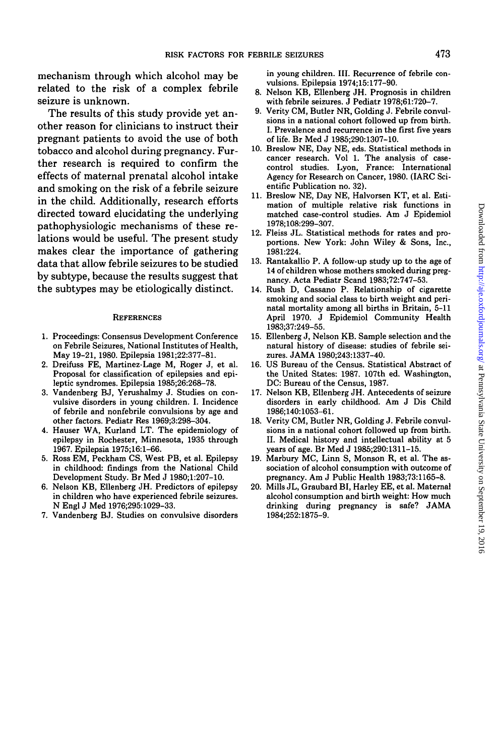mechanism through which alcohol may be related to the risk of a complex febrile seizure is unknown.

The results of this study provide yet another reason for clinicians to instruct their pregnant patients to avoid the use of both tobacco and alcohol during pregnancy. Further research is required to confirm the effects of maternal prenatal alcohol intake and smoking on the risk of a febrile seizure in the child. Additionally, research efforts directed toward elucidating the underlying pathophysiologic mechanisms of these relations would be useful. The present study makes clear the importance of gathering data that allow febrile seizures to be studied by subtype, because the results suggest that the subtypes may be etiologically distinct.

## References

1. Proceedings: Consensus Development Conference on Febrile Seizures, National Institutes of Health, May 19–21, 1980. Epilepsia 1981;22:377–81.
2. Dreifuss FE, Martinez-Lage M, Roger J, et al. Proposal for classification of epilepsies and epileptic syndromes. Epilepsia 1985;26:268–78.
3. Vandenberg BJ, Yerushalmy J. Studies on convulsive disorders in young children. I. Incidence of febrile and nonfebrile convulsions by age and other factors. Pediatr Res 1969;3:298–304.
4. Hauser WA, Kurland LT. The epidemiology of epilepsy in Rochester, Minnesota, 1935 through 1967. Epilepsia 1975;16:1–66.
5. Ross EM, Peckham CS, West PB, et al. Epilepsy in childhood: findings from the National Child Development Study. Br Med J 1980;1:207–10.
6. Nelson KB, Ellenberg JH. Predictors of epilepsy in children who have experienced febrile seizures. N Engl J Med 1976;295:1029–33.
7. Vandenberg BJ. Studies on convulsive disorders in young children. III. Recurrence of febrile convulsions. Epilepsia 1974;15:177–90.
8. Nelson KB, Ellenberg JH. Prognosis in children with febrile seizures. J Pediatr 1978;61:720–7.
9. Verity CM, Butler NR, Golding J. Febrile convulsions in a national cohort followed up from birth. I. Prevalence and recurrence in the first five years of life. Br Med J 1985;290:1307–10.
10. Breslow NE, Day NE, eds. Statistical methods in cancer research. Vol 1. The analysis of case-control studies. Lyon, France: International Agency for Research on Cancer, 1980. (IARC Scientific Publication no. 32).
11. Breslow NE, Day NE, Halvorsen KT, et al. Estimation of multiple relative risk functions in matched case-control studies. Am J Epidemiol 1978;108:299–307.
12. Fleiss JL. Statistical methods for rates and proportions. New York: John Wiley & Sons, Inc., 1981:224.
13. Rantakallio P. A follow-up study up to the age of 14 of children whose mothers smoked during pregnancy. Acta Pediatr Scand 1983;72:747–53.
14. Rush D, Cassano P. Relationship of cigarette smoking and social class to birth weight and perinatal mortality among all births in Britain, 5–11 April 1970. J Epidemiol Community Health 1983;37:249–55.
15. Ellenberg J, Nelson KB. Sample selection and the natural history of disease: studies of febrile seizures. JAMA 1980;243:1337–40.
16. US Bureau of the Census. Statistical Abstract of the United States: 1987. 107th ed. Washington, DC: Bureau of the Census, 1987.
17. Nelson KB, Ellenberg JH. Antecedents of seizure disorders in early childhood. Am J Dis Child 1986;140:1053–61.
18. Verity CM, Butler NR, Golding J. Febrile convulsions in a national cohort followed up from birth. II. Medical history and intellectual ability at 5 years of age. Br Med J 1985;290:1311–15.
19. Marbury MC, Linn S, Monson R, et al. The association of alcohol consumption with outcome of pregnancy. Am J Public Health 1983;73:1165–8.
20. Mills JL, Graubard BI, Harley EE, et al. Maternal alcohol consumption and birth weight: How much drinking during pregnancy is safe? JAMA 1984;252:1875–9.